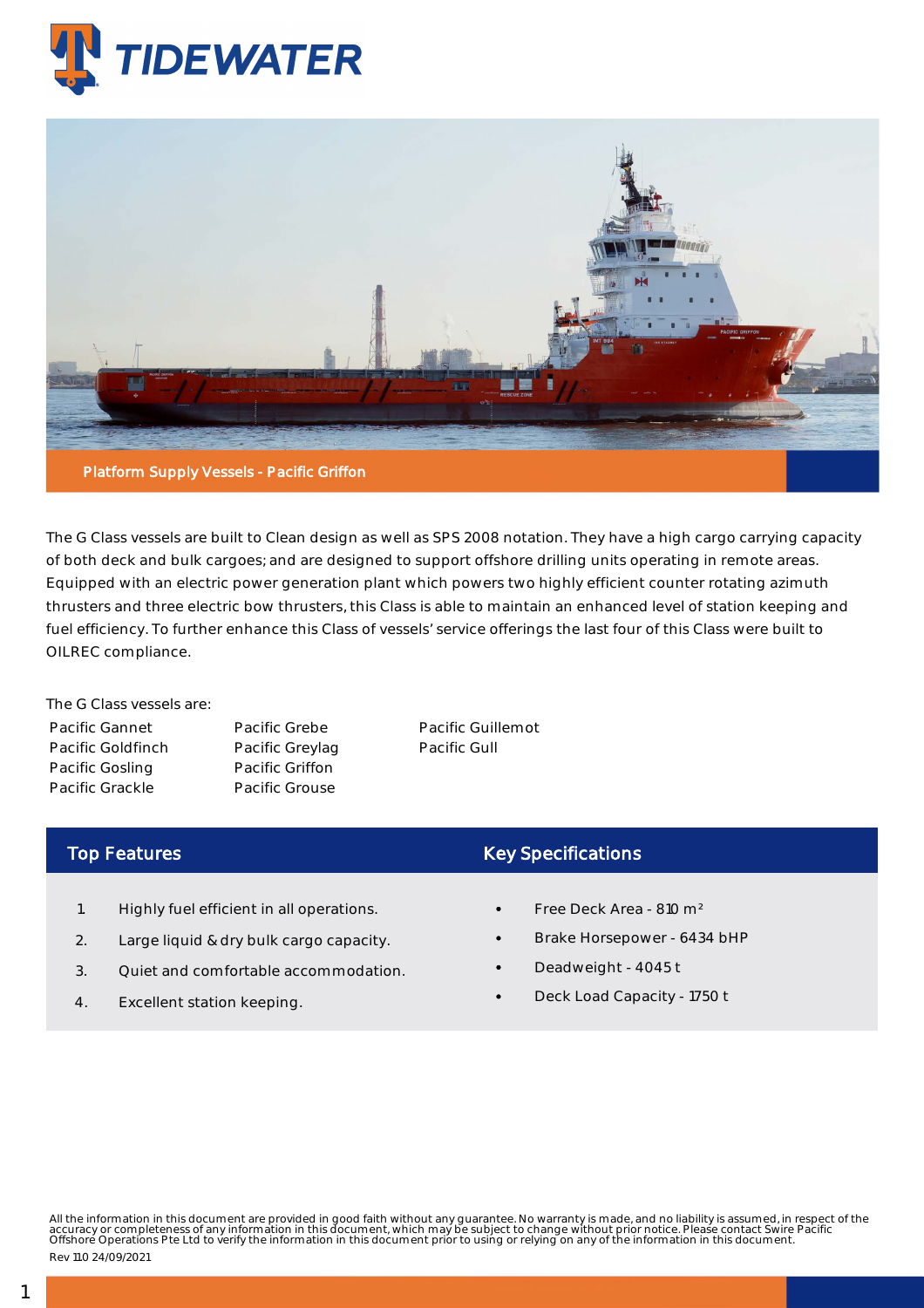# TIDEWATER

Platform Supply Vessels - Pacific Griffon

The G Class vessels are built to Clean design as well as SPS 2008 notation. They have a high cargo carrying capacity of both deck and bulk cargoes; and are designed to support offshore drilling units operating in remote areas. Equipped with an electric power generation plant which powers two highly efficient counter rotating azimuth thrusters and three electric bow thrusters, this Class is able to maintain an enhanced level of station keeping and fuel efficiency. To further enhance this Class of vessels' service offerings the last four of this Class were built to OILREC compliance.

The G Class vessels are:

- Pacific Gannet
- Pacific Goldfinch
- Pacific Gosling
- Pacific Grackle
- Pacific Grebe
- Pacific Greylag
- Pacific Griffon
- Pacific Grouse
- Pacific Guillemot
- Pacific Gull

## Top Features

1. Highly fuel efficient in all operations.
2. Large liquid & dry bulk cargo capacity.
3. Quiet and comfortable accommodation.
4. Excellent station keeping.

## Key Specifications

- Free Deck Area - 810 $m^2$
- Brake Horsepower - 6434 bHP
- Deadweight - 4045 t
- Deck Load Capacity - 1750 t

All the information in this document are provided in good faith without any guarantee. No warranty is made, and no liability is assumed, in respect of the accuracy or completeness of any information in this document, which may be subject to change without prior notice. Please contact Swire Pacific Offshore Operations Pte Ltd to verify the information in this document prior to using or relying on any of the information in this document.

Rev 110 24/09/2021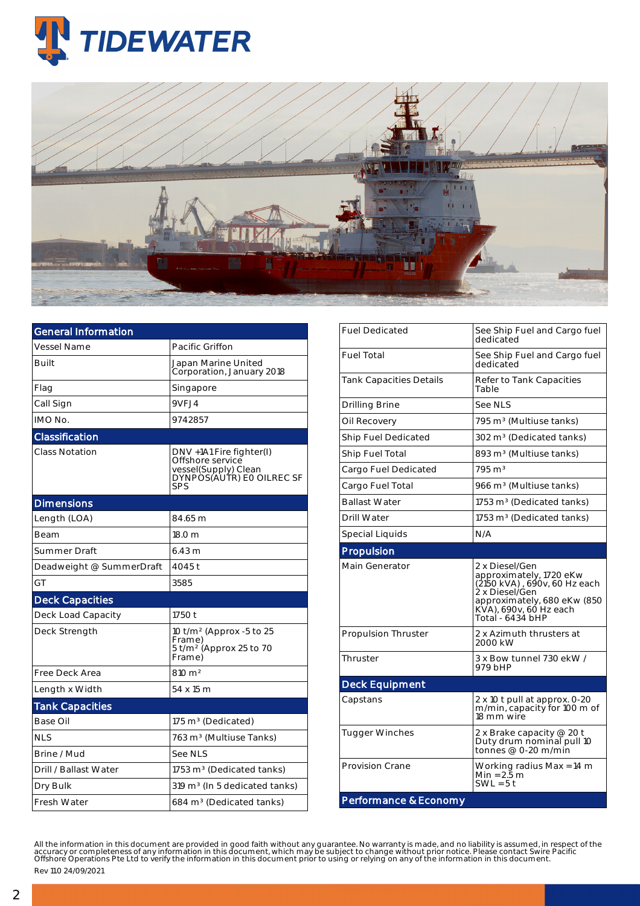| General Information | |
|---|---|
| Vessel Name | Pacific Griffon |
| Built | Japan Marine United Corporation, January 2018 |
| Flag | Singapore |
| Call Sign | 9VFJ4 |
| IMO No. | 9742857 |
| **Classification** | |
| Class Notation | DNV +1A1 Fire fighter(I) Offshore service vessel(Supply) Clean DYNPOS(AUTR) E0 OILREC SF SPS |
| **Dimensions** | |
| Length (LOA) | 84.65 m |
| Beam | 18.0 m |
| Summer Draft | 6.43 m |
| Deadweight @ SummerDraft | 4045 t |
| GT | 3585 |
| **Deck Capacities** | |
| Deck Load Capacity | 1750 t |
| Deck Strength | 10 t/m² (Approx -5 to 25 Frame)<br>5 t/m² (Approx 25 to 70 Frame) |
| Free Deck Area | 810 m² |
| Length x Width | 54 x 15 m |
| **Tank Capacities** | |
| Base Oil | 175 m³ (Dedicated) |
| NLS | 763 m³ (Multiuse Tanks) |
| Brine / Mud | See NLS |
| Drill / Ballast Water | 1753 m³ (Dedicated tanks) |
| Dry Bulk | 319 m³ (In 5 dedicated tanks) |
| Fresh Water | 684 m³ (Dedicated tanks) |

| | |
|---|---|
| Fuel Dedicated | See Ship Fuel and Cargo fuel dedicated |
| Fuel Total | See Ship Fuel and Cargo fuel dedicated |
| Tank Capacities Details | Refer to Tank Capacities Table |
| Drilling Brine | See NLS |
| Oil Recovery | 795 m³ (Multiuse tanks) |
| Ship Fuel Dedicated | 302 m³ (Dedicated tanks) |
| Ship Fuel Total | 893 m³ (Multiuse tanks) |
| Cargo Fuel Dedicated | 795 m³ |
| Cargo Fuel Total | 966 m³ (Multiuse tanks) |
| Ballast Water | 1753 m³ (Dedicated tanks) |
| Drill Water | 1753 m³ (Dedicated tanks) |
| Special Liquids | N/A |
| **Propulsion** | |
| Main Generator | 2 x Diesel/Gen approximately, 1720 eKw (2150 kVA), 690v, 60 Hz each<br>2 x Diesel/Gen approximately, 680 eKw (850 KVA), 690v, 60 Hz each<br>Total - 6434 bHP |
| Propulsion Thruster | 2 x Azimuth thrusters at 2000 kW |
| Thruster | 3 x Bow tunnel 730 ekW / 979 bHP |
| **Deck Equipment** | |
| Capstans | 2 x 10 t pull at approx. 0-20 m/min, capacity for 100 m of 18 mm wire |
| Tugger Winches | 2 x Brake capacity @ 20 t Duty drum nominal pull 10 tonnes @ 0-20 m/min |
| Provision Crane | Working radius Max = 14 m<br>Min = 2.5 m<br>SWL = 5 t |
| **Performance & Economy** | |

All the information in this document are provided in good faith without any guarantee. No warranty is made, and no liability is assumed, in respect of the accuracy or completeness of any information in this document, which may be subject to change without prior notice. Please contact Swire Pacific Offshore Operations Pte Ltd to verify the information in this document prior to using or relying on any of the information in this document.

Rev 11.0 24/09/2021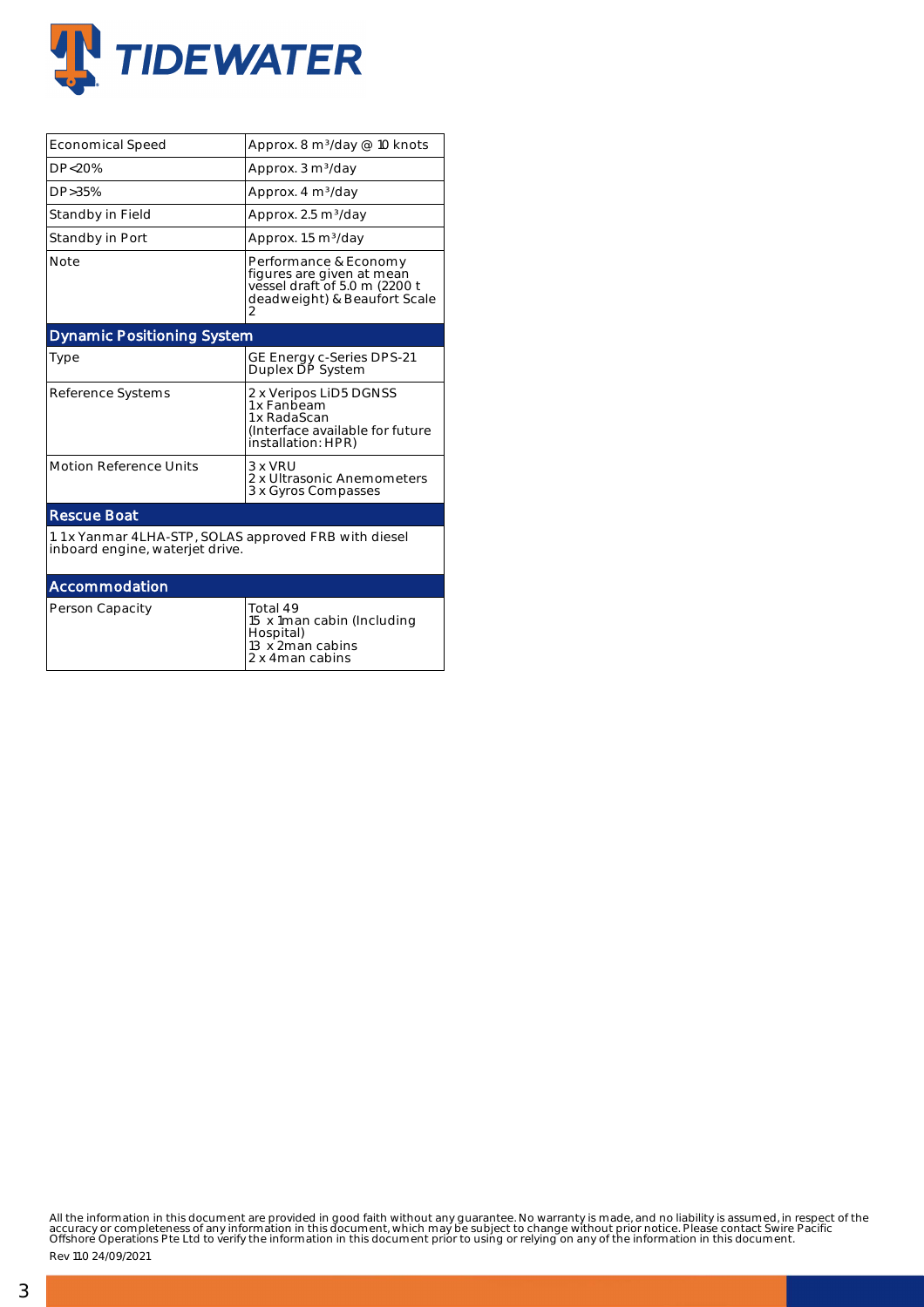| | |
|---|---|
| Economical Speed | Approx. 8 m³/day @ 10 knots |
| DP<20% | Approx. 3 m³/day |
| DP>35% | Approx. 4 m³/day |
| Standby in Field | Approx. 2.5 m³/day |
| Standby in Port | Approx. 1.5 m³/day |
| Note | Performance & Economy figures are given at mean vessel draft of 5.0 m (2200 t deadweight) & Beaufort Scale 2 |

## Dynamic Positioning System

| | |
|---|---|
| Type | GE Energy c-Series DPS-21 Duplex DP System |
| Reference Systems | 2 x Veripos LiD5 DGNSS<br>1x Fanbeam<br>1x RadaScan<br>(Interface available for future installation: HPR) |
| Motion Reference Units | 3 x VRU<br>2 x Ultrasonic Anemometers<br>3 x Gyros Compasses |

## Rescue Boat

1. 1 x Yanmar 4LHA-STP, SOLAS approved FRB with diesel inboard engine, waterjet drive.

## Accommodation

| | |
|---|---|
| Person Capacity | Total 49<br>15 x 1man cabin (Including Hospital)<br>13 x 2man cabins<br>2 x 4man cabins |

All the information in this document are provided in good faith without any guarantee. No warranty is made, and no liability is assumed, in respect of the accuracy or completeness of any information in this document, which may be subject to change without prior notice. Please contact Swire Pacific Offshore Operations Pte Ltd to verify the information in this document prior to using or relying on any of the information in this document.

Rev 11.0 24/09/2021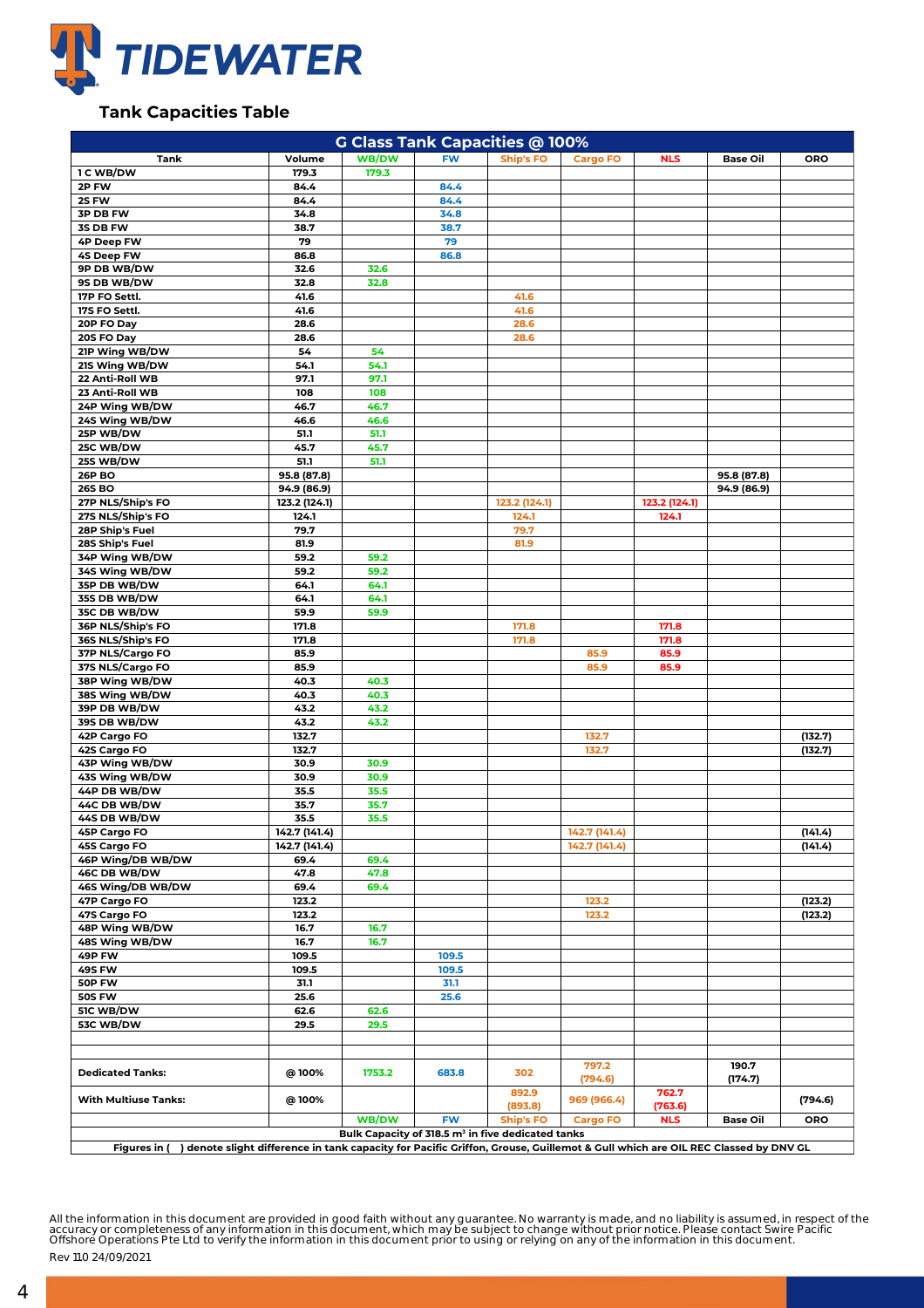TIDEWATER

## Tank Capacities Table

| G Class Tank Capacities @ 100% | | | | | | | | |
|---|---|---|---|---|---|---|---|---|
| **Tank** | **Volume** | **WB/DW** | **FW** | **Ship's FO** | **Cargo FO** | **NLS** | **Base Oil** | **ORO** |
| 1 C WB/DW | 179.3 | 179.3 | | | | | | |
| 2P FW | 84.4 | | 84.4 | | | | | |
| 2S FW | 84.4 | | 84.4 | | | | | |
| 3P DB FW | 34.8 | | 34.8 | | | | | |
| 3S DB FW | 38.7 | | 38.7 | | | | | |
| 4P Deep FW | 79 | | 79 | | | | | |
| 4S Deep FW | 86.8 | | 86.8 | | | | | |
| 9P DB WB/DW | 32.6 | 32.6 | | | | | | |
| 9S DB WB/DW | 32.8 | 32.8 | | | | | | |
| 17P FO Settl. | 41.6 | | | 41.6 | | | | |
| 17S FO Settl. | 41.6 | | | 41.6 | | | | |
| 20P FO Day | 28.6 | | | 28.6 | | | | |
| 20S FO Day | 28.6 | | | 28.6 | | | | |
| 21P Wing WB/DW | 54 | 54 | | | | | | |
| 21S Wing WB/DW | 54.1 | 54.1 | | | | | | |
| 22 Anti-Roll WB | 97.1 | 97.1 | | | | | | |
| 23 Anti-Roll WB | 108 | 108 | | | | | | |
| 24P Wing WB/DW | 46.7 | 46.7 | | | | | | |
| 24S Wing WB/DW | 46.6 | 46.6 | | | | | | |
| 25P WB/DW | 51.1 | 51.1 | | | | | | |
| 25C WB/DW | 45.7 | 45.7 | | | | | | |
| 25S WB/DW | 51.1 | 51.1 | | | | | | |
| 26P BO | 95.8 (87.8) | | | | | | 95.8 (87.8) | |
| 26S BO | 94.9 (86.9) | | | | | | 94.9 (86.9) | |
| 27P NLS/Ship's FO | 123.2 (124.1) | | | 123.2 (124.1) | | 123.2 (124.1) | | |
| 27S NLS/Ship's FO | 124.1 | | | 124.1 | | 124.1 | | |
| 28P Ship's Fuel | 79.7 | | | 79.7 | | | | |
| 28S Ship's Fuel | 81.9 | | | 81.9 | | | | |
| 34P Wing WB/DW | 59.2 | 59.2 | | | | | | |
| 34S Wing WB/DW | 59.2 | 59.2 | | | | | | |
| 35P DB WB/DW | 64.1 | 64.1 | | | | | | |
| 35S DB WB/DW | 64.1 | 64.1 | | | | | | |
| 35C DB WB/DW | 59.9 | 59.9 | | | | | | |
| 36P NLS/Ship's FO | 171.8 | | | 171.8 | | 171.8 | | |
| 36S NLS/Ship's FO | 171.8 | | | 171.8 | | 171.8 | | |
| 37P NLS/Cargo FO | 85.9 | | | | 85.9 | 85.9 | | |
| 37S NLS/Cargo FO | 85.9 | | | | 85.9 | 85.9 | | |
| 38P Wing WB/DW | 40.3 | 40.3 | | | | | | |
| 38S Wing WB/DW | 40.3 | 40.3 | | | | | | |
| 39P DB WB/DW | 43.2 | 43.2 | | | | | | |
| 39S DB WB/DW | 43.2 | 43.2 | | | | | | |
| 42P Cargo FO | 132.7 | | | | 132.7 | | | (132.7) |
| 42S Cargo FO | 132.7 | | | | 132.7 | | | (132.7) |
| 43P Wing WB/DW | 30.9 | 30.9 | | | | | | |
| 43S Wing WB/DW | 30.9 | 30.9 | | | | | | |
| 44P DB WB/DW | 35.5 | 35.5 | | | | | | |
| 44C DB WB/DW | 35.7 | 35.7 | | | | | | |
| 44S DB WB/DW | 35.5 | 35.5 | | | | | | |
| 45P Cargo FO | 142.7 (141.4) | | | | 142.7 (141.4) | | | (141.4) |
| 45S Cargo FO | 142.7 (141.4) | | | | 142.7 (141.4) | | | (141.4) |
| 46P Wing/DB WB/DW | 69.4 | 69.4 | | | | | | |
| 46C DB WB/DW | 47.8 | 47.8 | | | | | | |
| 46S Wing/DB WB/DW | 69.4 | 69.4 | | | | | | |
| 47P Cargo FO | 123.2 | | | | 123.2 | | | (123.2) |
| 47S Cargo FO | 123.2 | | | | 123.2 | | | (123.2) |
| 48P Wing WB/DW | 16.7 | 16.7 | | | | | | |
| 48S Wing WB/DW | 16.7 | 16.7 | | | | | | |
| 49P FW | 109.5 | | 109.5 | | | | | |
| 49S FW | 109.5 | | 109.5 | | | | | |
| 50P FW | 31.1 | | 31.1 | | | | | |
| 50S FW | 25.6 | | 25.6 | | | | | |
| 51C WB/DW | 62.6 | 62.6 | | | | | | |
| 53C WB/DW | 29.5 | 29.5 | | | | | | |
| | | | | | | | | |
| | | | | | | | | |
| **Dedicated Tanks:** | @ 100% | 1753.2 | 683.8 | 302 | 797.2 (794.6) | | 190.7 (174.7) | |
| **With Multiuse Tanks:** | @ 100% | | | 892.9 (893.8) | 969 (966.4) | 762.7 (763.6) | | (794.6) |
| | | **WB/DW** | **FW** | **Ship's FO** | **Cargo FO** | **NLS** | **Base Oil** | **ORO** |
| Bulk Capacity of 318.5 m³ in five dedicated tanks | | | | | | | | |
| Figures in ( ) denote slight difference in tank capacity for Pacific Griffon, Grouse, Guillemot & Gull which are OIL REC Classed by DNV GL | | | | | | | | |

All the information in this document are provided in good faith without any guarantee. No warranty is made, and no liability is assumed, in respect of the accuracy or completeness of any information in this document, which may be subject to change without prior notice. Please contact Swire Pacific Offshore Operations Pte Ltd to verify the information in this document prior to using or relying on any of the information in this document.

Rev 110 24/09/2021